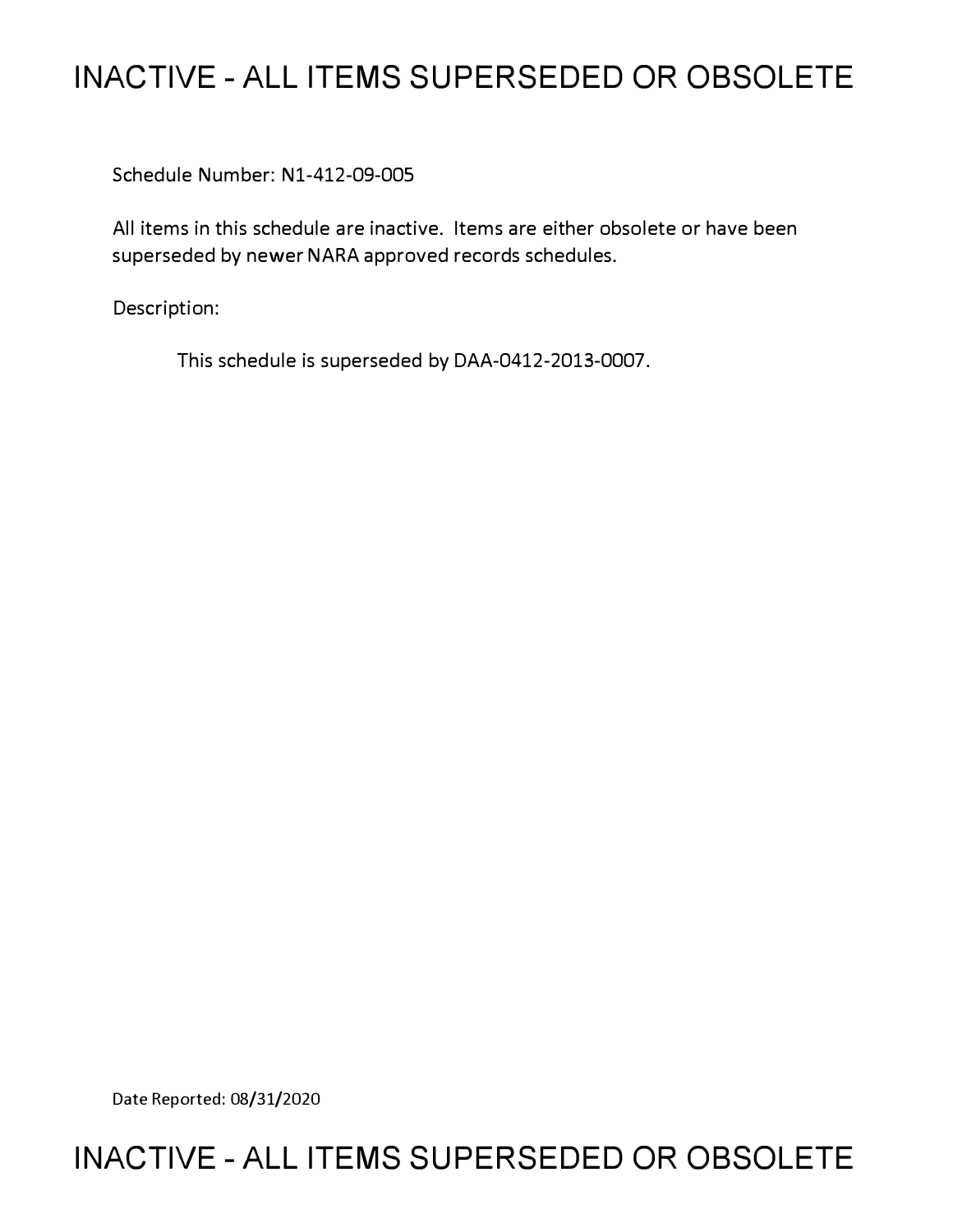# INACTIVE - ALL ITEMS SUPERSEDED OR OBSOLETE

Schedule Number: N1-412-09-005

All items in this schedule are inactive. Items are either obsolete or have been superseded by newer NARA approved records schedules.

Description:

This schedule is superseded by DAA-0412-2013-0007.

Date Reported: 08/31/2020

# INACTIVE - ALL ITEMS SUPERSEDED OR OBSOLETE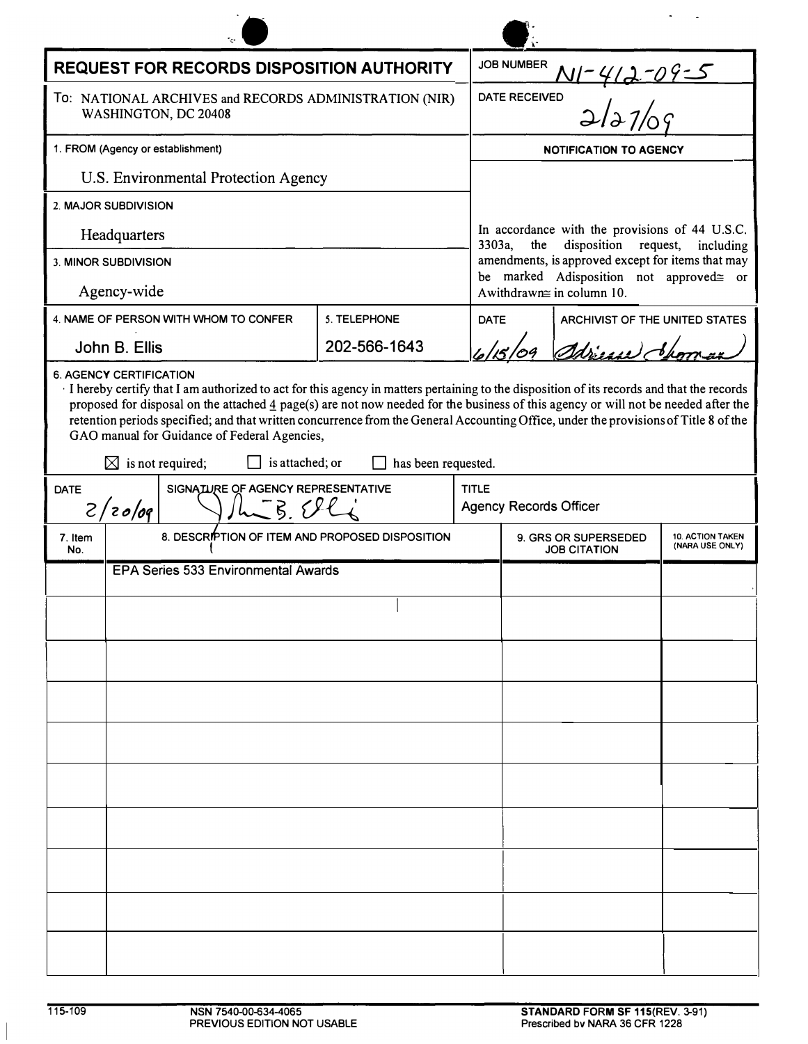# REQUEST FOR RECORDS DISPOSITION AUTHORITY

| | |
|---|---|
| **JOB NUMBER** | N1-412-09-5 |
| **DATE RECEIVED** | 2/27/09 |

To: NATIONAL ARCHIVES and RECORDS ADMINISTRATION (NIR) WASHINGTON, DC 20408

1. FROM (Agency or establishment)

U.S. Environmental Protection Agency

2. MAJOR SUBDIVISION

Headquarters

3. MINOR SUBDIVISION

Agency-wide

**NOTIFICATION TO AGENCY**

In accordance with the provisions of 44 U.S.C. 3303a, the disposition request, including amendments, is approved except for items that may be marked Adisposition not approved≅ or Awithdrawn≅ in column 10.

| 4. NAME OF PERSON WITH WHOM TO CONFER | 5. TELEPHONE | DATE | ARCHIVIST OF THE UNITED STATES |
|---|---|---|---|
| John B. Ellis | 202-566-1643 | 6/15/09 | Adrienne Thomas |

6. AGENCY CERTIFICATION

I hereby certify that I am authorized to act for this agency in matters pertaining to the disposition of its records and that the records proposed for disposal on the attached 4 page(s) are not now needed for the business of this agency or will not be needed after the retention periods specified; and that written concurrence from the General Accounting Office, under the provisions of Title 8 of the GAO manual for Guidance of Federal Agencies,

☒ is not required; ☐ is attached; or ☐ has been requested.

| DATE | SIGNATURE OF AGENCY REPRESENTATIVE | TITLE |
|---|---|---|
| 2/20/09 | John B. Ellis | Agency Records Officer |

| 7. Item No. | 8. DESCRIPTION OF ITEM AND PROPOSED DISPOSITION | 9. GRS OR SUPERSEDED JOB CITATION | 10. ACTION TAKEN (NARA USE ONLY) |
|---|---|---|---|
| | EPA Series 533 Environmental Awards | | |

115-109 NSN 7540-00-634-4065 PREVIOUS EDITION NOT USABLE

STANDARD FORM SF 115(REV. 3-91) Prescribed by NARA 36 CFR 1228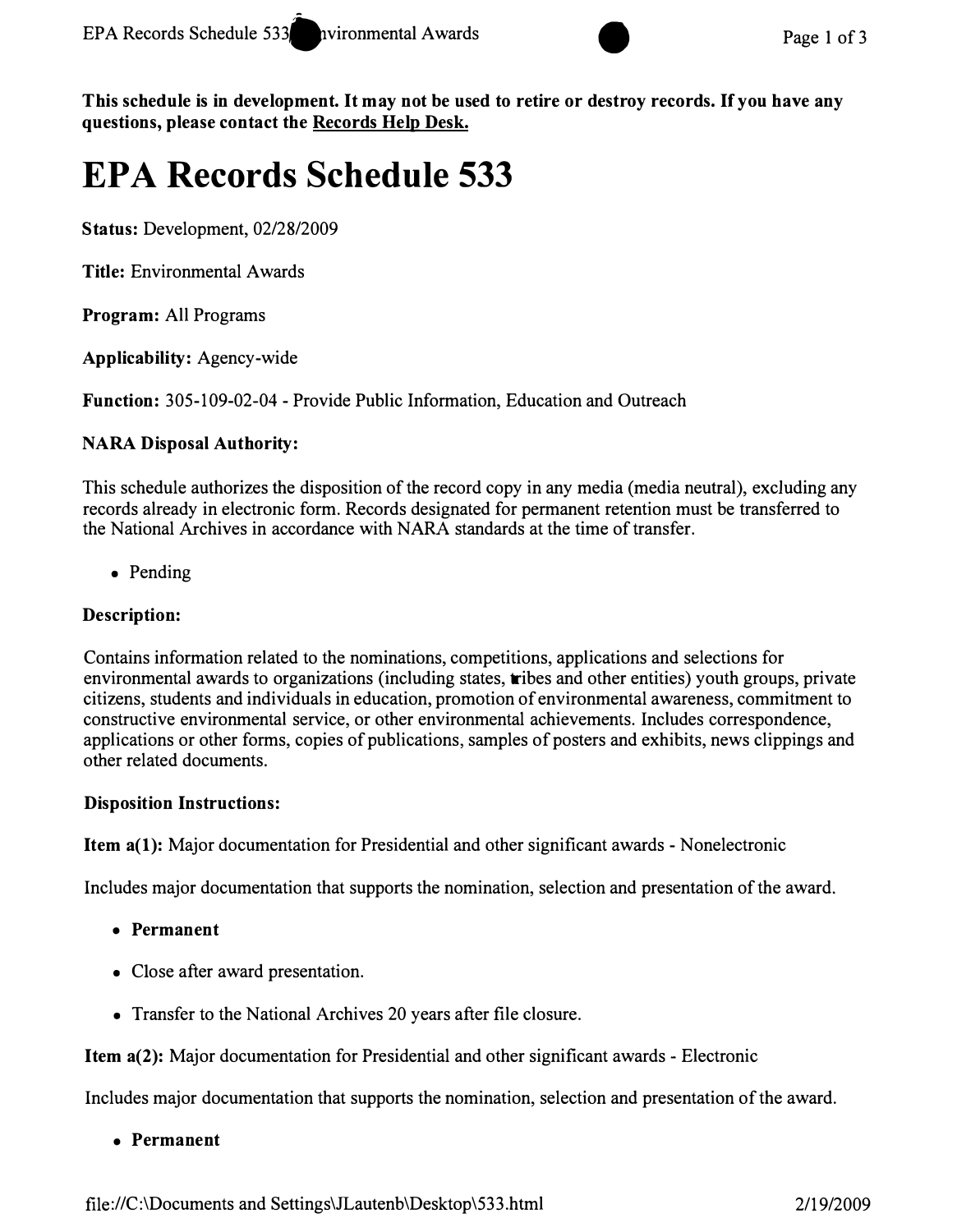**This schedule is in development. It may not be used to retire or destroy records. If you have any questions, please contact the Records Help Desk.**

# EPA Records Schedule 533

**Status:** Development, 02/28/2009

**Title:** Environmental Awards

**Program:** All Programs

**Applicability:** Agency-wide

**Function:** 305-109-02-04 - Provide Public Information, Education and Outreach

**NARA Disposal Authority:**

This schedule authorizes the disposition of the record copy in any media (media neutral), excluding any records already in electronic form. Records designated for permanent retention must be transferred to the National Archives in accordance with NARA standards at the time of transfer.

- Pending

**Description:**

Contains information related to the nominations, competitions, applications and selections for environmental awards to organizations (including states, tribes and other entities) youth groups, private citizens, students and individuals in education, promotion of environmental awareness, commitment to constructive environmental service, or other environmental achievements. Includes correspondence, applications or other forms, copies of publications, samples of posters and exhibits, news clippings and other related documents.

**Disposition Instructions:**

**Item a(1):** Major documentation for Presidential and other significant awards - Nonelectronic

Includes major documentation that supports the nomination, selection and presentation of the award.

- **Permanent**
- Close after award presentation.
- Transfer to the National Archives 20 years after file closure.

**Item a(2):** Major documentation for Presidential and other significant awards - Electronic

Includes major documentation that supports the nomination, selection and presentation of the award.

- **Permanent**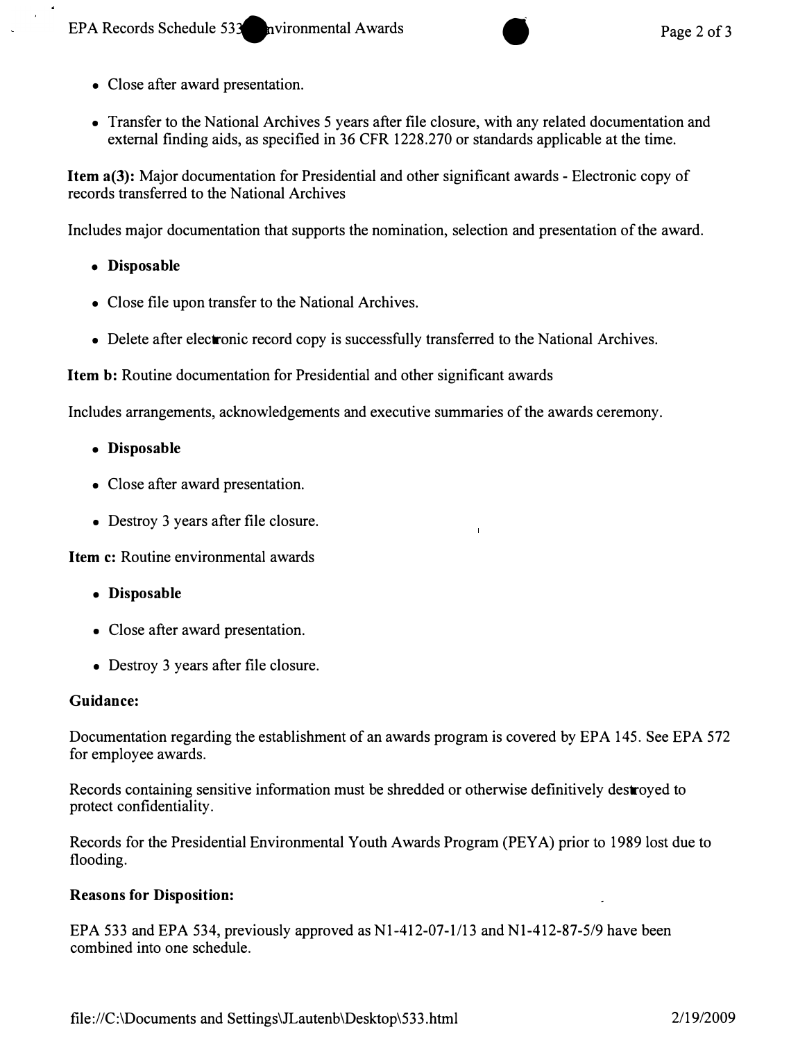- Close after award presentation.

- Transfer to the National Archives 5 years after file closure, with any related documentation and external finding aids, as specified in 36 CFR 1228.270 or standards applicable at the time.

**Item a(3):** Major documentation for Presidential and other significant awards - Electronic copy of records transferred to the National Archives

Includes major documentation that supports the nomination, selection and presentation of the award.

- **Disposable**

- Close file upon transfer to the National Archives.

- Delete after electronic record copy is successfully transferred to the National Archives.

**Item b:** Routine documentation for Presidential and other significant awards

Includes arrangements, acknowledgements and executive summaries of the awards ceremony.

- **Disposable**

- Close after award presentation.

- Destroy 3 years after file closure.

**Item c:** Routine environmental awards

- **Disposable**

- Close after award presentation.

- Destroy 3 years after file closure.

**Guidance:**

Documentation regarding the establishment of an awards program is covered by EPA 145. See EPA 572 for employee awards.

Records containing sensitive information must be shredded or otherwise definitively destroyed to protect confidentiality.

Records for the Presidential Environmental Youth Awards Program (PEYA) prior to 1989 lost due to flooding.

**Reasons for Disposition:**

EPA 533 and EPA 534, previously approved as N1-412-07-1/13 and N1-412-87-5/9 have been combined into one schedule.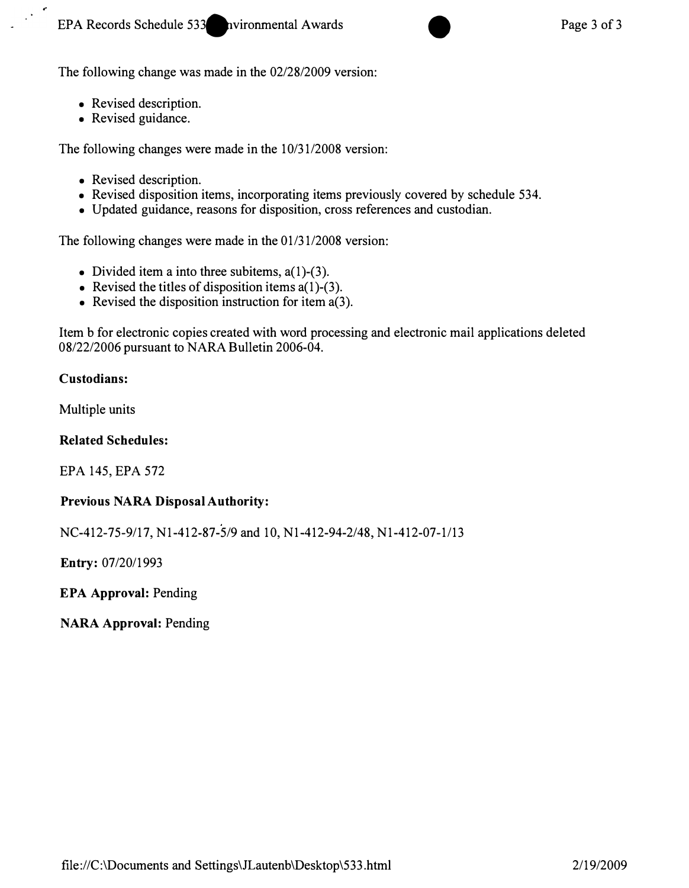The following change was made in the 02/28/2009 version:

- Revised description.
- Revised guidance.

The following changes were made in the 10/31/2008 version:

- Revised description.
- Revised disposition items, incorporating items previously covered by schedule 534.
- Updated guidance, reasons for disposition, cross references and custodian.

The following changes were made in the 01/31/2008 version:

- Divided item a into three subitems, a(1)-(3).
- Revised the titles of disposition items a(1)-(3).
- Revised the disposition instruction for item a(3).

Item b for electronic copies created with word processing and electronic mail applications deleted 08/22/2006 pursuant to NARA Bulletin 2006-04.

**Custodians:**

Multiple units

**Related Schedules:**

EPA 145, EPA 572

**Previous NARA Disposal Authority:**

NC-412-75-9/17, N1-412-87-5/9 and 10, N1-412-94-2/48, N1-412-07-1/13

**Entry:** 07/20/1993

**EPA Approval:** Pending

**NARA Approval:** Pending